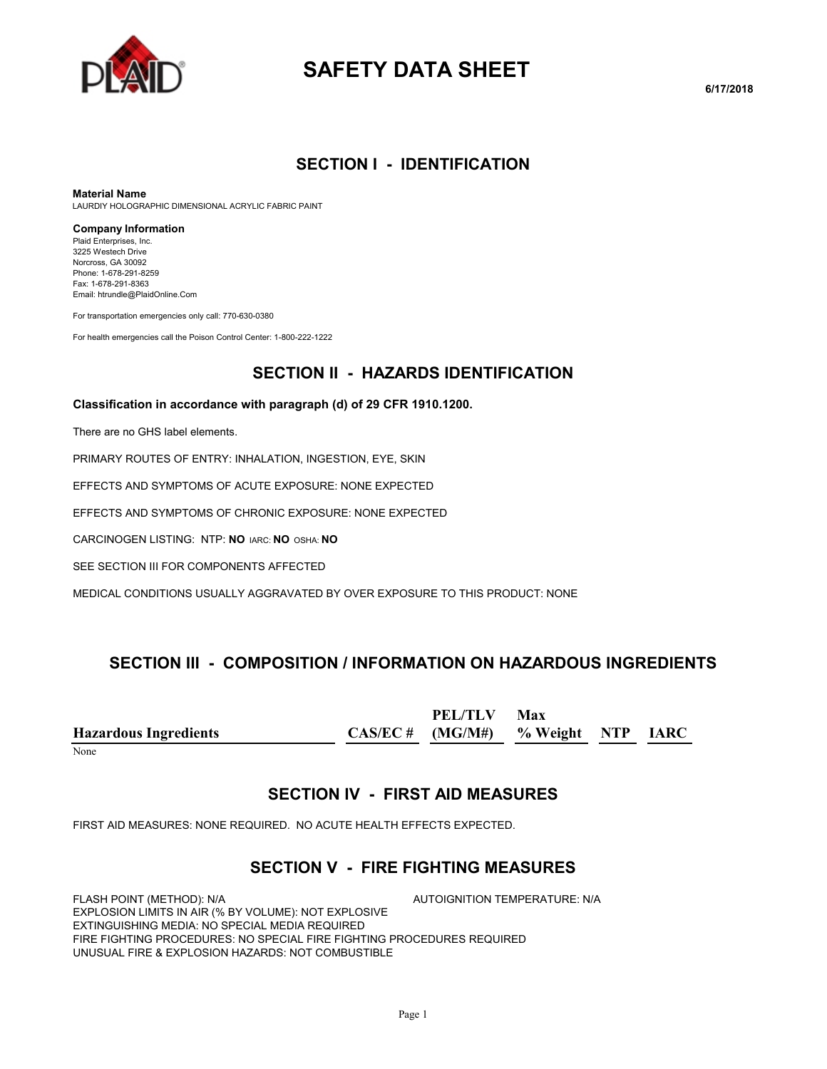# SAFETY DATA SHEET

6/17/2018

## SECTION I - IDENTIFICATION

**Material Name**
LAURDIY HOLOGRAPHIC DIMENSIONAL ACRYLIC FABRIC PAINT

**Company Information**
Plaid Enterprises, Inc.
3225 Westech Drive
Norcross, GA 30092
Phone: 1-678-291-8259
Fax: 1-678-291-8363
Email: htrundle@PlaidOnline.Com

For transportation emergencies only call: 770-630-0380

For health emergencies call the Poison Control Center: 1-800-222-1222

## SECTION II - HAZARDS IDENTIFICATION

**Classification in accordance with paragraph (d) of 29 CFR 1910.1200.**

There are no GHS label elements.

PRIMARY ROUTES OF ENTRY: INHALATION, INGESTION, EYE, SKIN

EFFECTS AND SYMPTOMS OF ACUTE EXPOSURE: NONE EXPECTED

EFFECTS AND SYMPTOMS OF CHRONIC EXPOSURE: NONE EXPECTED

CARCINOGEN LISTING: NTP: **NO** IARC: **NO** OSHA: **NO**

SEE SECTION III FOR COMPONENTS AFFECTED

MEDICAL CONDITIONS USUALLY AGGRAVATED BY OVER EXPOSURE TO THIS PRODUCT: NONE

## SECTION III - COMPOSITION / INFORMATION ON HAZARDOUS INGREDIENTS

| Hazardous Ingredients | CAS/EC # | PEL/TLV (MG/M#) | Max % Weight | NTP | IARC |
|---|---|---|---|---|---|
| None | | | | | |

## SECTION IV - FIRST AID MEASURES

FIRST AID MEASURES: NONE REQUIRED. NO ACUTE HEALTH EFFECTS EXPECTED.

## SECTION V - FIRE FIGHTING MEASURES

FLASH POINT (METHOD): N/A
AUTOIGNITION TEMPERATURE: N/A
EXPLOSION LIMITS IN AIR (% BY VOLUME): NOT EXPLOSIVE
EXTINGUISHING MEDIA: NO SPECIAL MEDIA REQUIRED
FIRE FIGHTING PROCEDURES: NO SPECIAL FIRE FIGHTING PROCEDURES REQUIRED
UNUSUAL FIRE & EXPLOSION HAZARDS: NOT COMBUSTIBLE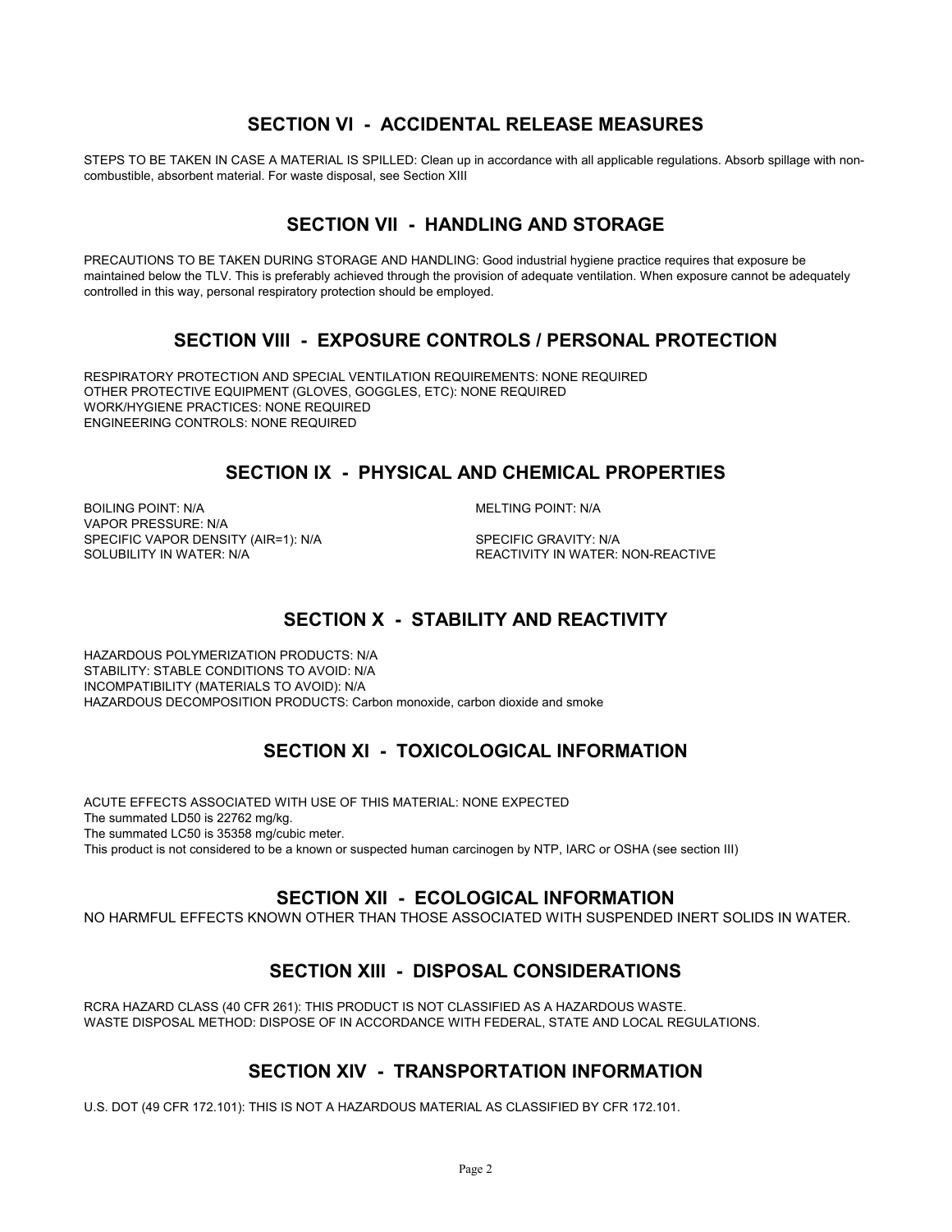## SECTION VI - ACCIDENTAL RELEASE MEASURES

STEPS TO BE TAKEN IN CASE A MATERIAL IS SPILLED: Clean up in accordance with all applicable regulations. Absorb spillage with non-combustible, absorbent material. For waste disposal, see Section XIII

## SECTION VII - HANDLING AND STORAGE

PRECAUTIONS TO BE TAKEN DURING STORAGE AND HANDLING: Good industrial hygiene practice requires that exposure be maintained below the TLV. This is preferably achieved through the provision of adequate ventilation. When exposure cannot be adequately controlled in this way, personal respiratory protection should be employed.

## SECTION VIII - EXPOSURE CONTROLS / PERSONAL PROTECTION

RESPIRATORY PROTECTION AND SPECIAL VENTILATION REQUIREMENTS: NONE REQUIRED
OTHER PROTECTIVE EQUIPMENT (GLOVES, GOGGLES, ETC): NONE REQUIRED
WORK/HYGIENE PRACTICES: NONE REQUIRED
ENGINEERING CONTROLS: NONE REQUIRED

## SECTION IX - PHYSICAL AND CHEMICAL PROPERTIES

BOILING POINT: N/A
MELTING POINT: N/A
VAPOR PRESSURE: N/A
SPECIFIC VAPOR DENSITY (AIR=1): N/A
SPECIFIC GRAVITY: N/A
SOLUBILITY IN WATER: N/A
REACTIVITY IN WATER: NON-REACTIVE

## SECTION X - STABILITY AND REACTIVITY

HAZARDOUS POLYMERIZATION PRODUCTS: N/A
STABILITY: STABLE CONDITIONS TO AVOID: N/A
INCOMPATIBILITY (MATERIALS TO AVOID): N/A
HAZARDOUS DECOMPOSITION PRODUCTS: Carbon monoxide, carbon dioxide and smoke

## SECTION XI - TOXICOLOGICAL INFORMATION

ACUTE EFFECTS ASSOCIATED WITH USE OF THIS MATERIAL: NONE EXPECTED
The summated LD50 is 22762 mg/kg.
The summated LC50 is 35358 mg/cubic meter.
This product is not considered to be a known or suspected human carcinogen by NTP, IARC or OSHA (see section III)

## SECTION XII - ECOLOGICAL INFORMATION

NO HARMFUL EFFECTS KNOWN OTHER THAN THOSE ASSOCIATED WITH SUSPENDED INERT SOLIDS IN WATER.

## SECTION XIII - DISPOSAL CONSIDERATIONS

RCRA HAZARD CLASS (40 CFR 261): THIS PRODUCT IS NOT CLASSIFIED AS A HAZARDOUS WASTE.
WASTE DISPOSAL METHOD: DISPOSE OF IN ACCORDANCE WITH FEDERAL, STATE AND LOCAL REGULATIONS.

## SECTION XIV - TRANSPORTATION INFORMATION

U.S. DOT (49 CFR 172.101): THIS IS NOT A HAZARDOUS MATERIAL AS CLASSIFIED BY CFR 172.101.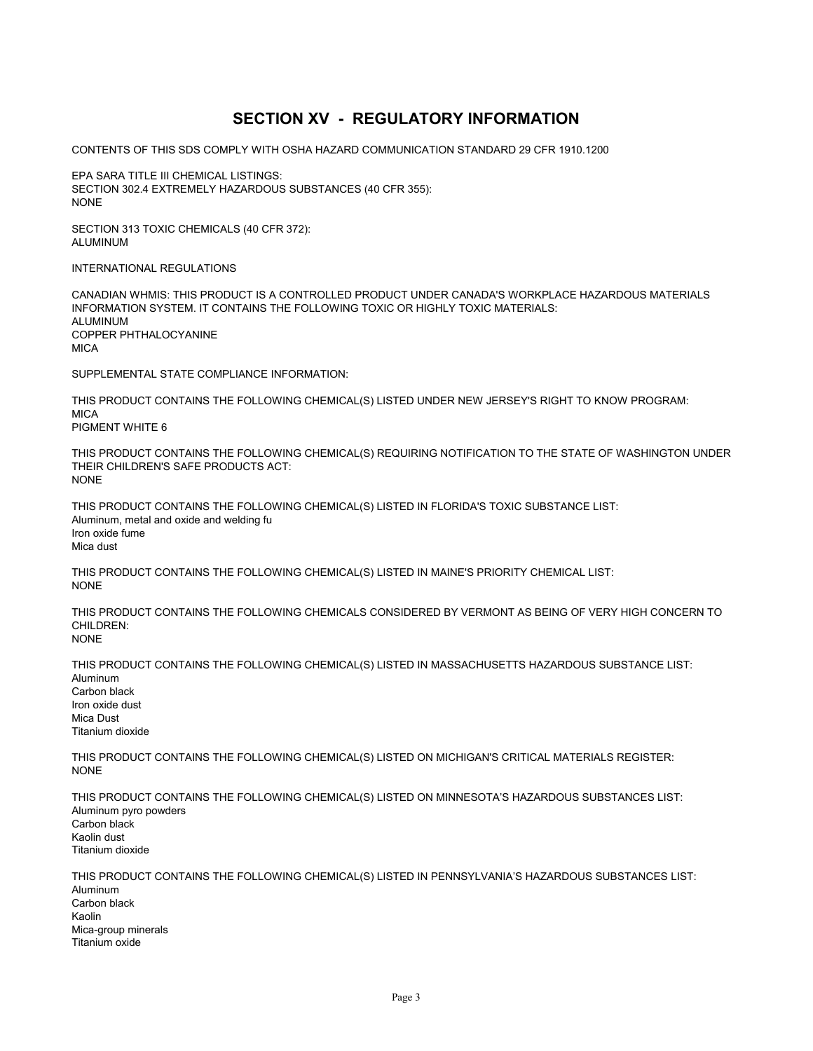# SECTION XV - REGULATORY INFORMATION

CONTENTS OF THIS SDS COMPLY WITH OSHA HAZARD COMMUNICATION STANDARD 29 CFR 1910.1200

EPA SARA TITLE III CHEMICAL LISTINGS:
SECTION 302.4 EXTREMELY HAZARDOUS SUBSTANCES (40 CFR 355):
NONE

SECTION 313 TOXIC CHEMICALS (40 CFR 372):
ALUMINUM

INTERNATIONAL REGULATIONS

CANADIAN WHMIS: THIS PRODUCT IS A CONTROLLED PRODUCT UNDER CANADA'S WORKPLACE HAZARDOUS MATERIALS INFORMATION SYSTEM. IT CONTAINS THE FOLLOWING TOXIC OR HIGHLY TOXIC MATERIALS:
ALUMINUM
COPPER PHTHALOCYANINE
MICA

SUPPLEMENTAL STATE COMPLIANCE INFORMATION:

THIS PRODUCT CONTAINS THE FOLLOWING CHEMICAL(S) LISTED UNDER NEW JERSEY'S RIGHT TO KNOW PROGRAM:
MICA
PIGMENT WHITE 6

THIS PRODUCT CONTAINS THE FOLLOWING CHEMICAL(S) REQUIRING NOTIFICATION TO THE STATE OF WASHINGTON UNDER THEIR CHILDREN'S SAFE PRODUCTS ACT:
NONE

THIS PRODUCT CONTAINS THE FOLLOWING CHEMICAL(S) LISTED IN FLORIDA'S TOXIC SUBSTANCE LIST:
Aluminum, metal and oxide and welding fu
Iron oxide fume
Mica dust

THIS PRODUCT CONTAINS THE FOLLOWING CHEMICAL(S) LISTED IN MAINE'S PRIORITY CHEMICAL LIST:
NONE

THIS PRODUCT CONTAINS THE FOLLOWING CHEMICALS CONSIDERED BY VERMONT AS BEING OF VERY HIGH CONCERN TO CHILDREN:
NONE

THIS PRODUCT CONTAINS THE FOLLOWING CHEMICAL(S) LISTED IN MASSACHUSETTS HAZARDOUS SUBSTANCE LIST:
Aluminum
Carbon black
Iron oxide dust
Mica Dust
Titanium dioxide

THIS PRODUCT CONTAINS THE FOLLOWING CHEMICAL(S) LISTED ON MICHIGAN'S CRITICAL MATERIALS REGISTER:
NONE

THIS PRODUCT CONTAINS THE FOLLOWING CHEMICAL(S) LISTED ON MINNESOTA'S HAZARDOUS SUBSTANCES LIST:
Aluminum pyro powders
Carbon black
Kaolin dust
Titanium dioxide

THIS PRODUCT CONTAINS THE FOLLOWING CHEMICAL(S) LISTED IN PENNSYLVANIA'S HAZARDOUS SUBSTANCES LIST:
Aluminum
Carbon black
Kaolin
Mica-group minerals
Titanium oxide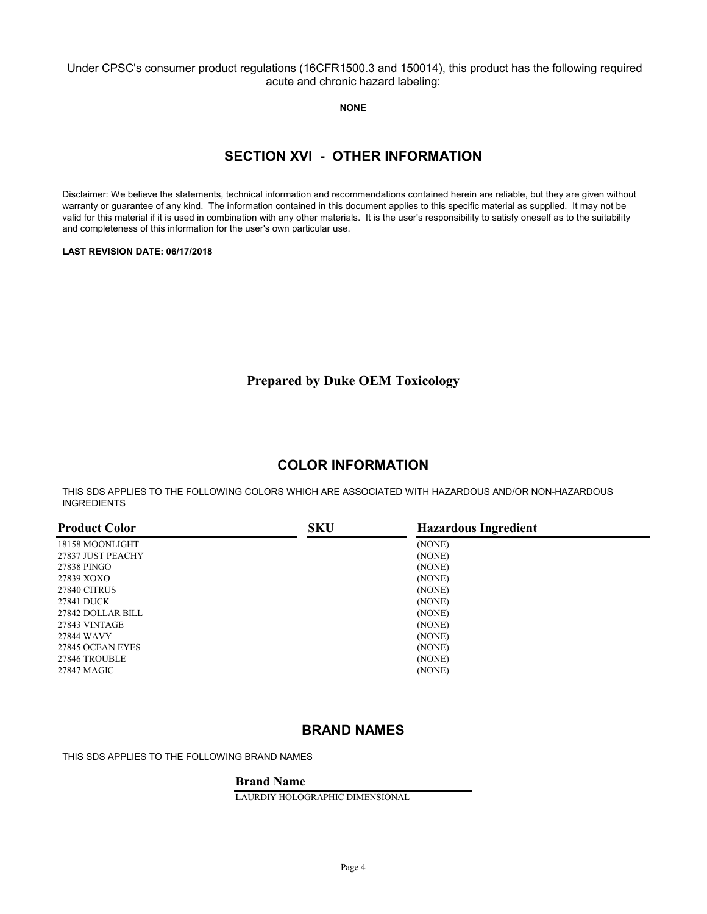Under CPSC's consumer product regulations (16CFR1500.3 and 150014), this product has the following required acute and chronic hazard labeling:

**NONE**

## SECTION XVI - OTHER INFORMATION

Disclaimer: We believe the statements, technical information and recommendations contained herein are reliable, but they are given without warranty or guarantee of any kind. The information contained in this document applies to this specific material as supplied. It may not be valid for this material if it is used in combination with any other materials. It is the user's responsibility to satisfy oneself as to the suitability and completeness of this information for the user's own particular use.

**LAST REVISION DATE: 06/17/2018**

**Prepared by Duke OEM Toxicology**

## COLOR INFORMATION

THIS SDS APPLIES TO THE FOLLOWING COLORS WHICH ARE ASSOCIATED WITH HAZARDOUS AND/OR NON-HAZARDOUS INGREDIENTS

| Product Color | SKU | Hazardous Ingredient |
|---|---|---|
| 18158 MOONLIGHT | | (NONE) |
| 27837 JUST PEACHY | | (NONE) |
| 27838 PINGO | | (NONE) |
| 27839 XOXO | | (NONE) |
| 27840 CITRUS | | (NONE) |
| 27841 DUCK | | (NONE) |
| 27842 DOLLAR BILL | | (NONE) |
| 27843 VINTAGE | | (NONE) |
| 27844 WAVY | | (NONE) |
| 27845 OCEAN EYES | | (NONE) |
| 27846 TROUBLE | | (NONE) |
| 27847 MAGIC | | (NONE) |

## BRAND NAMES

THIS SDS APPLIES TO THE FOLLOWING BRAND NAMES

| Brand Name |
|---|
| LAURDIY HOLOGRAPHIC DIMENSIONAL |